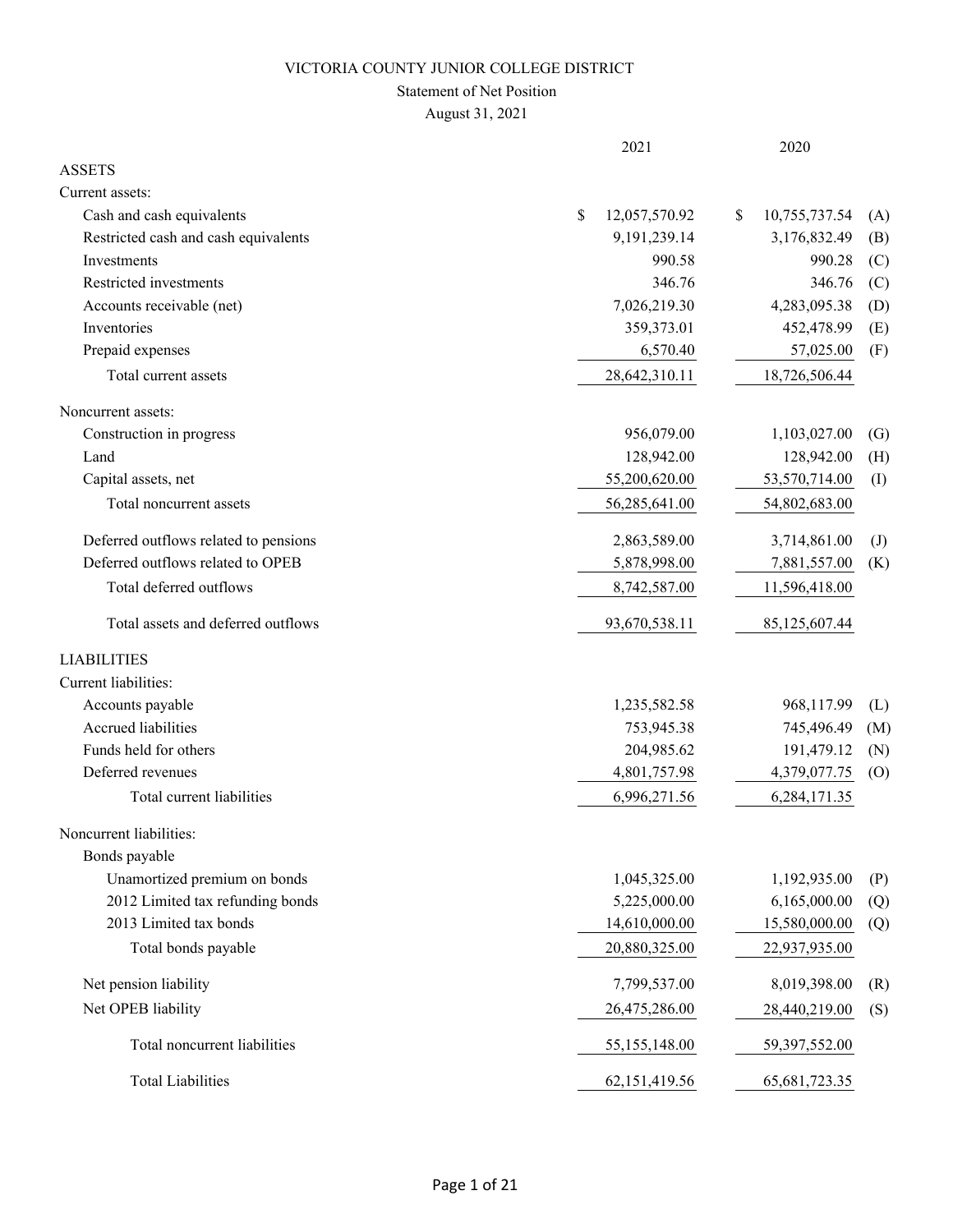VICTORIA COUNTY JUNIOR COLLEGE DISTRICT

Statement of Net Position

August 31, 2021

| | 2021 | 2020 | |
|---|---|---|---|
| **ASSETS** | | | |
| Current assets: | | | |
| Cash and cash equivalents | $ 12,057,570.92 | $ 10,755,737.54 | (A) |
| Restricted cash and cash equivalents | 9,191,239.14 | 3,176,832.49 | (B) |
| Investments | 990.58 | 990.28 | (C) |
| Restricted investments | 346.76 | 346.76 | (C) |
| Accounts receivable (net) | 7,026,219.30 | 4,283,095.38 | (D) |
| Inventories | 359,373.01 | 452,478.99 | (E) |
| Prepaid expenses | 6,570.40 | 57,025.00 | (F) |
| Total current assets | 28,642,310.11 | 18,726,506.44 | |
| Noncurrent assets: | | | |
| Construction in progress | 956,079.00 | 1,103,027.00 | (G) |
| Land | 128,942.00 | 128,942.00 | (H) |
| Capital assets, net | 55,200,620.00 | 53,570,714.00 | (I) |
| Total noncurrent assets | 56,285,641.00 | 54,802,683.00 | |
| Deferred outflows related to pensions | 2,863,589.00 | 3,714,861.00 | (J) |
| Deferred outflows related to OPEB | 5,878,998.00 | 7,881,557.00 | (K) |
| Total deferred outflows | 8,742,587.00 | 11,596,418.00 | |
| Total assets and deferred outflows | 93,670,538.11 | 85,125,607.44 | |
| **LIABILITIES** | | | |
| Current liabilities: | | | |
| Accounts payable | 1,235,582.58 | 968,117.99 | (L) |
| Accrued liabilities | 753,945.38 | 745,496.49 | (M) |
| Funds held for others | 204,985.62 | 191,479.12 | (N) |
| Deferred revenues | 4,801,757.98 | 4,379,077.75 | (O) |
| Total current liabilities | 6,996,271.56 | 6,284,171.35 | |
| Noncurrent liabilities: | | | |
| Bonds payable | | | |
| Unamortized premium on bonds | 1,045,325.00 | 1,192,935.00 | (P) |
| 2012 Limited tax refunding bonds | 5,225,000.00 | 6,165,000.00 | (Q) |
| 2013 Limited tax bonds | 14,610,000.00 | 15,580,000.00 | (Q) |
| Total bonds payable | 20,880,325.00 | 22,937,935.00 | |
| Net pension liability | 7,799,537.00 | 8,019,398.00 | (R) |
| Net OPEB liability | 26,475,286.00 | 28,440,219.00 | (S) |
| Total noncurrent liabilities | 55,155,148.00 | 59,397,552.00 | |
| Total Liabilities | 62,151,419.56 | 65,681,723.35 | |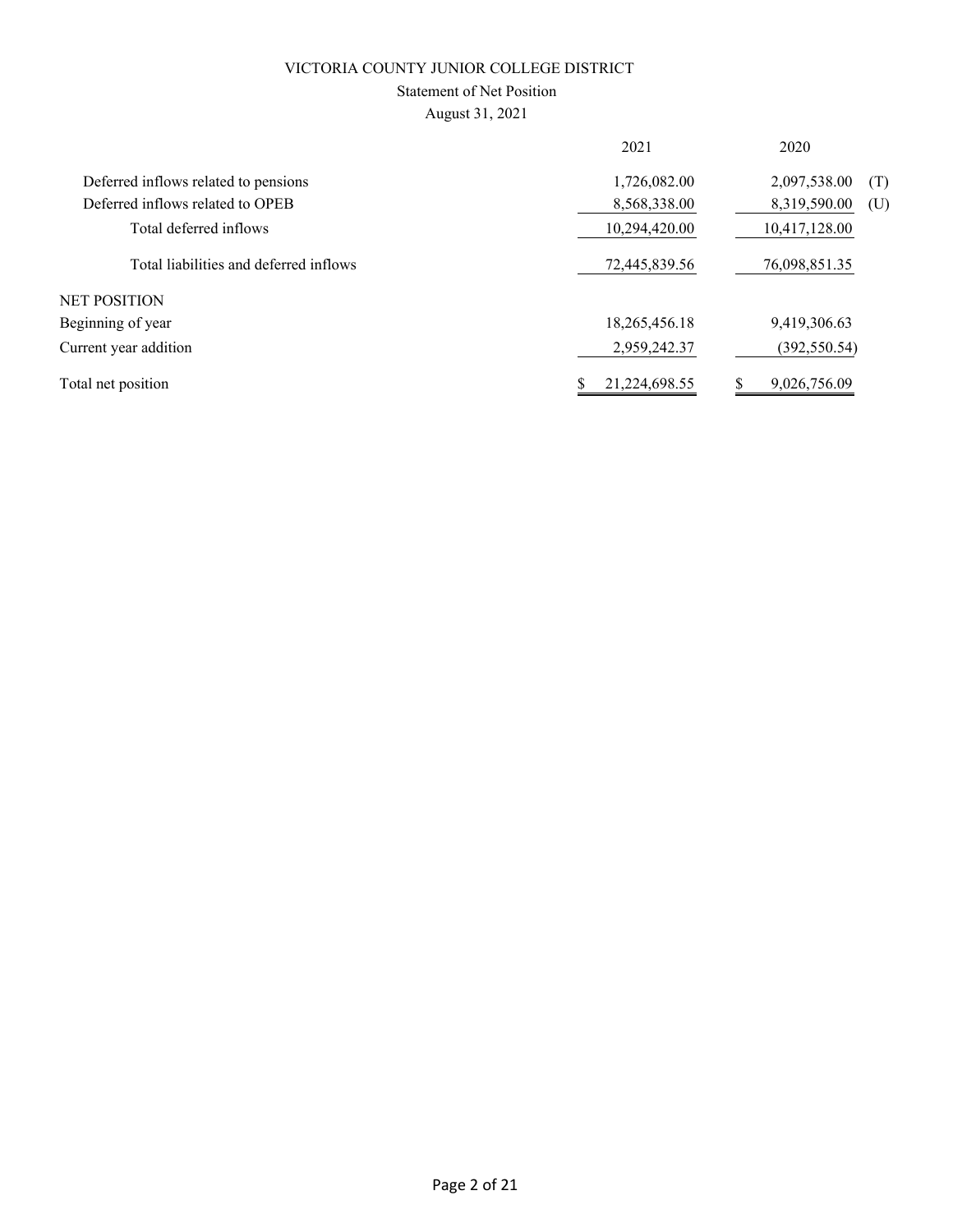# VICTORIA COUNTY JUNIOR COLLEGE DISTRICT

## Statement of Net Position

### August 31, 2021

| | 2021 | 2020 | |
|---|---|---|---|
| Deferred inflows related to pensions | 1,726,082.00 | 2,097,538.00 | (T) |
| Deferred inflows related to OPEB | 8,568,338.00 | 8,319,590.00 | (U) |
| Total deferred inflows | 10,294,420.00 | 10,417,128.00 | |
| Total liabilities and deferred inflows | 72,445,839.56 | 76,098,851.35 | |
| NET POSITION | | | |
| Beginning of year | 18,265,456.18 | 9,419,306.63 | |
| Current year addition | 2,959,242.37 | (392,550.54) | |
| Total net position | $ 21,224,698.55 | $ 9,026,756.09 | |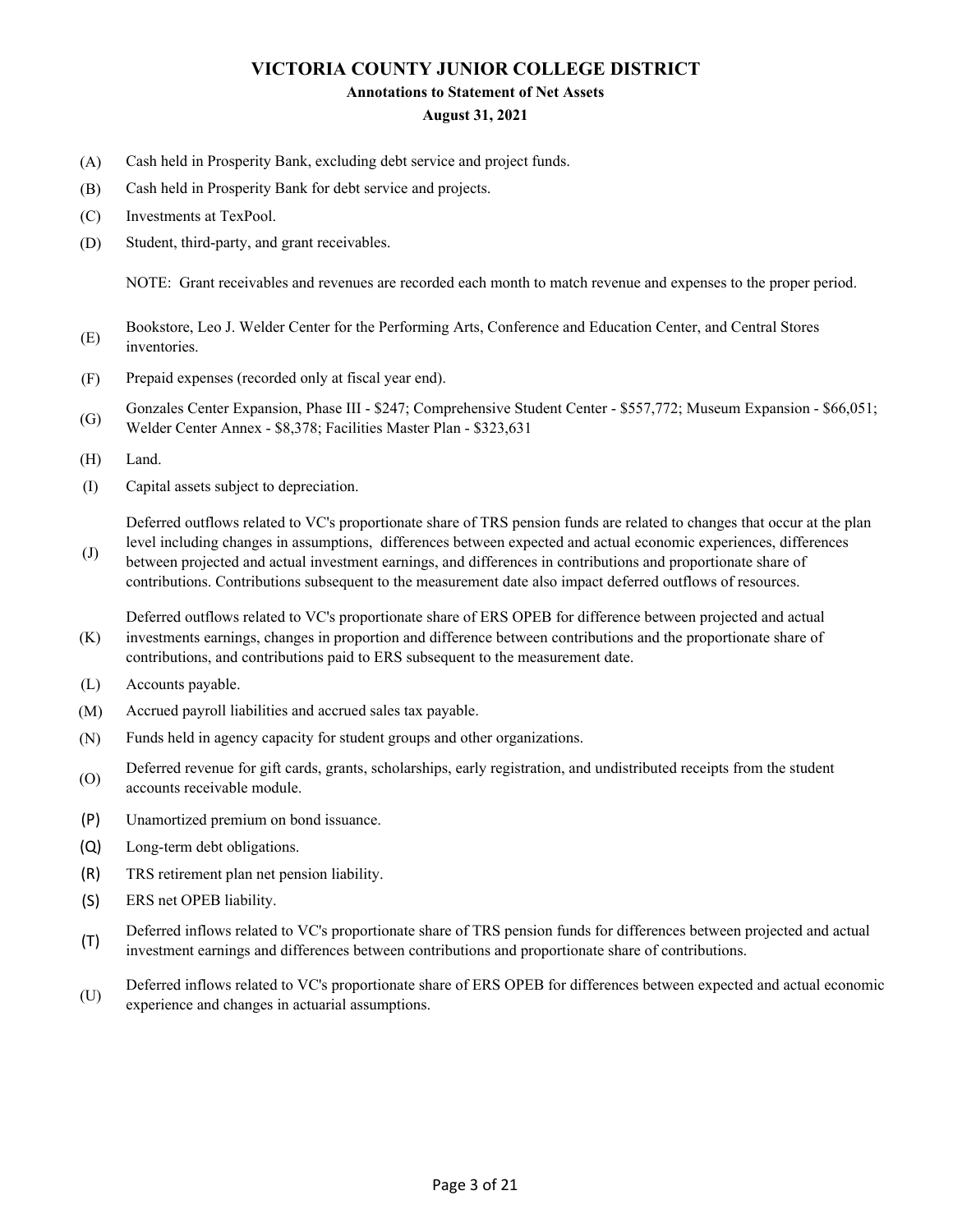# VICTORIA COUNTY JUNIOR COLLEGE DISTRICT

## Annotations to Statement of Net Assets

### August 31, 2021

(A) Cash held in Prosperity Bank, excluding debt service and project funds.

(B) Cash held in Prosperity Bank for debt service and projects.

(C) Investments at TexPool.

(D) Student, third-party, and grant receivables.

NOTE: Grant receivables and revenues are recorded each month to match revenue and expenses to the proper period.

(E) Bookstore, Leo J. Welder Center for the Performing Arts, Conference and Education Center, and Central Stores inventories.

(F) Prepaid expenses (recorded only at fiscal year end).

(G) Gonzales Center Expansion, Phase III - $247; Comprehensive Student Center - $557,772; Museum Expansion - $66,051; Welder Center Annex - $8,378; Facilities Master Plan - $323,631

(H) Land.

(I) Capital assets subject to depreciation.

(J) Deferred outflows related to VC's proportionate share of TRS pension funds are related to changes that occur at the plan level including changes in assumptions, differences between expected and actual economic experiences, differences between projected and actual investment earnings, and differences in contributions and proportionate share of contributions. Contributions subsequent to the measurement date also impact deferred outflows of resources.

(K) Deferred outflows related to VC's proportionate share of ERS OPEB for difference between projected and actual investments earnings, changes in proportion and difference between contributions and the proportionate share of contributions, and contributions paid to ERS subsequent to the measurement date.

(L) Accounts payable.

(M) Accrued payroll liabilities and accrued sales tax payable.

(N) Funds held in agency capacity for student groups and other organizations.

(O) Deferred revenue for gift cards, grants, scholarships, early registration, and undistributed receipts from the student accounts receivable module.

(P) Unamortized premium on bond issuance.

(Q) Long-term debt obligations.

(R) TRS retirement plan net pension liability.

(S) ERS net OPEB liability.

(T) Deferred inflows related to VC's proportionate share of TRS pension funds for differences between projected and actual investment earnings and differences between contributions and proportionate share of contributions.

(U) Deferred inflows related to VC's proportionate share of ERS OPEB for differences between expected and actual economic experience and changes in actuarial assumptions.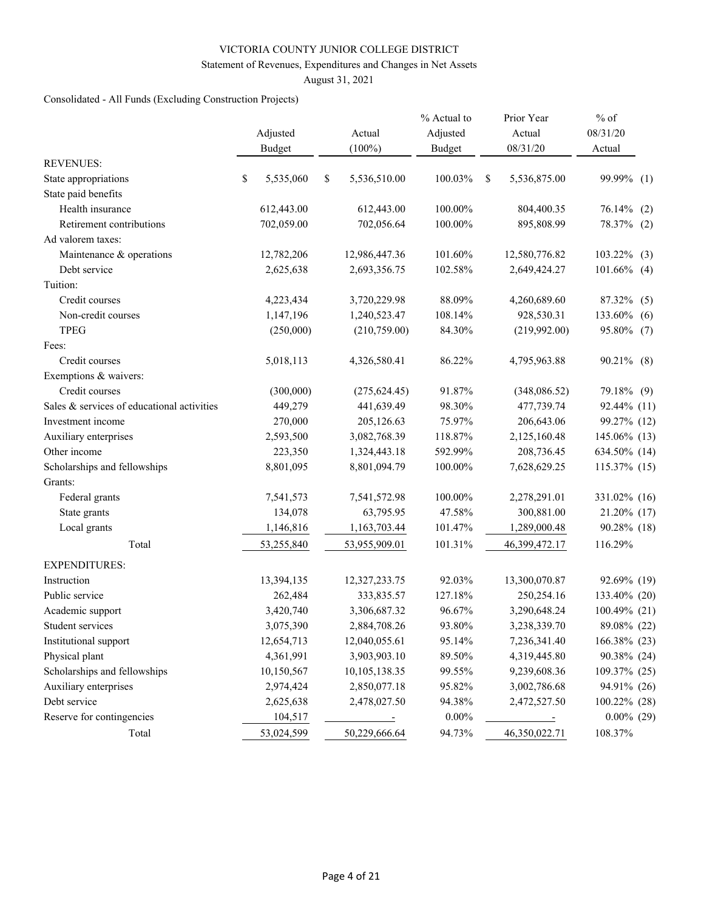VICTORIA COUNTY JUNIOR COLLEGE DISTRICT

Statement of Revenues, Expenditures and Changes in Net Assets

August 31, 2021

Consolidated - All Funds (Excluding Construction Projects)

| | Adjusted Budget | Actual (100%) | % Actual to Adjusted Budget | Prior Year Actual 08/31/20 | % of 08/31/20 Actual | |
|---|---|---|---|---|---|---|
| REVENUES: | | | | | | |
| State appropriations | $ 5,535,060 | $ 5,536,510.00 | 100.03% | $ 5,536,875.00 | 99.99% | (1) |
| State paid benefits | | | | | | |
| Health insurance | 612,443.00 | 612,443.00 | 100.00% | 804,400.35 | 76.14% | (2) |
| Retirement contributions | 702,059.00 | 702,056.64 | 100.00% | 895,808.99 | 78.37% | (2) |
| Ad valorem taxes: | | | | | | |
| Maintenance & operations | 12,782,206 | 12,986,447.36 | 101.60% | 12,580,776.82 | 103.22% | (3) |
| Debt service | 2,625,638 | 2,693,356.75 | 102.58% | 2,649,424.27 | 101.66% | (4) |
| Tuition: | | | | | | |
| Credit courses | 4,223,434 | 3,720,229.98 | 88.09% | 4,260,689.60 | 87.32% | (5) |
| Non-credit courses | 1,147,196 | 1,240,523.47 | 108.14% | 928,530.31 | 133.60% | (6) |
| TPEG | (250,000) | (210,759.00) | 84.30% | (219,992.00) | 95.80% | (7) |
| Fees: | | | | | | |
| Credit courses | 5,018,113 | 4,326,580.41 | 86.22% | 4,795,963.88 | 90.21% | (8) |
| Exemptions & waivers: | | | | | | |
| Credit courses | (300,000) | (275,624.45) | 91.87% | (348,086.52) | 79.18% | (9) |
| Sales & services of educational activities | 449,279 | 441,639.49 | 98.30% | 477,739.74 | 92.44% | (11) |
| Investment income | 270,000 | 205,126.63 | 75.97% | 206,643.06 | 99.27% | (12) |
| Auxiliary enterprises | 2,593,500 | 3,082,768.39 | 118.87% | 2,125,160.48 | 145.06% | (13) |
| Other income | 223,350 | 1,324,443.18 | 592.99% | 208,736.45 | 634.50% | (14) |
| Scholarships and fellowships | 8,801,095 | 8,801,094.79 | 100.00% | 7,628,629.25 | 115.37% | (15) |
| Grants: | | | | | | |
| Federal grants | 7,541,573 | 7,541,572.98 | 100.00% | 2,278,291.01 | 331.02% | (16) |
| State grants | 134,078 | 63,795.95 | 47.58% | 300,881.00 | 21.20% | (17) |
| Local grants | 1,146,816 | 1,163,703.44 | 101.47% | 1,289,000.48 | 90.28% | (18) |
| Total | 53,255,840 | 53,955,909.01 | 101.31% | 46,399,472.17 | 116.29% | |
| EXPENDITURES: | | | | | | |
| Instruction | 13,394,135 | 12,327,233.75 | 92.03% | 13,300,070.87 | 92.69% | (19) |
| Public service | 262,484 | 333,835.57 | 127.18% | 250,254.16 | 133.40% | (20) |
| Academic support | 3,420,740 | 3,306,687.32 | 96.67% | 3,290,648.24 | 100.49% | (21) |
| Student services | 3,075,390 | 2,884,708.26 | 93.80% | 3,238,339.70 | 89.08% | (22) |
| Institutional support | 12,654,713 | 12,040,055.61 | 95.14% | 7,236,341.40 | 166.38% | (23) |
| Physical plant | 4,361,991 | 3,903,903.10 | 89.50% | 4,319,445.80 | 90.38% | (24) |
| Scholarships and fellowships | 10,150,567 | 10,105,138.35 | 99.55% | 9,239,608.36 | 109.37% | (25) |
| Auxiliary enterprises | 2,974,424 | 2,850,077.18 | 95.82% | 3,002,786.68 | 94.91% | (26) |
| Debt service | 2,625,638 | 2,478,027.50 | 94.38% | 2,472,527.50 | 100.22% | (28) |
| Reserve for contingencies | 104,517 | - | 0.00% | - | 0.00% | (29) |
| Total | 53,024,599 | 50,229,666.64 | 94.73% | 46,350,022.71 | 108.37% | |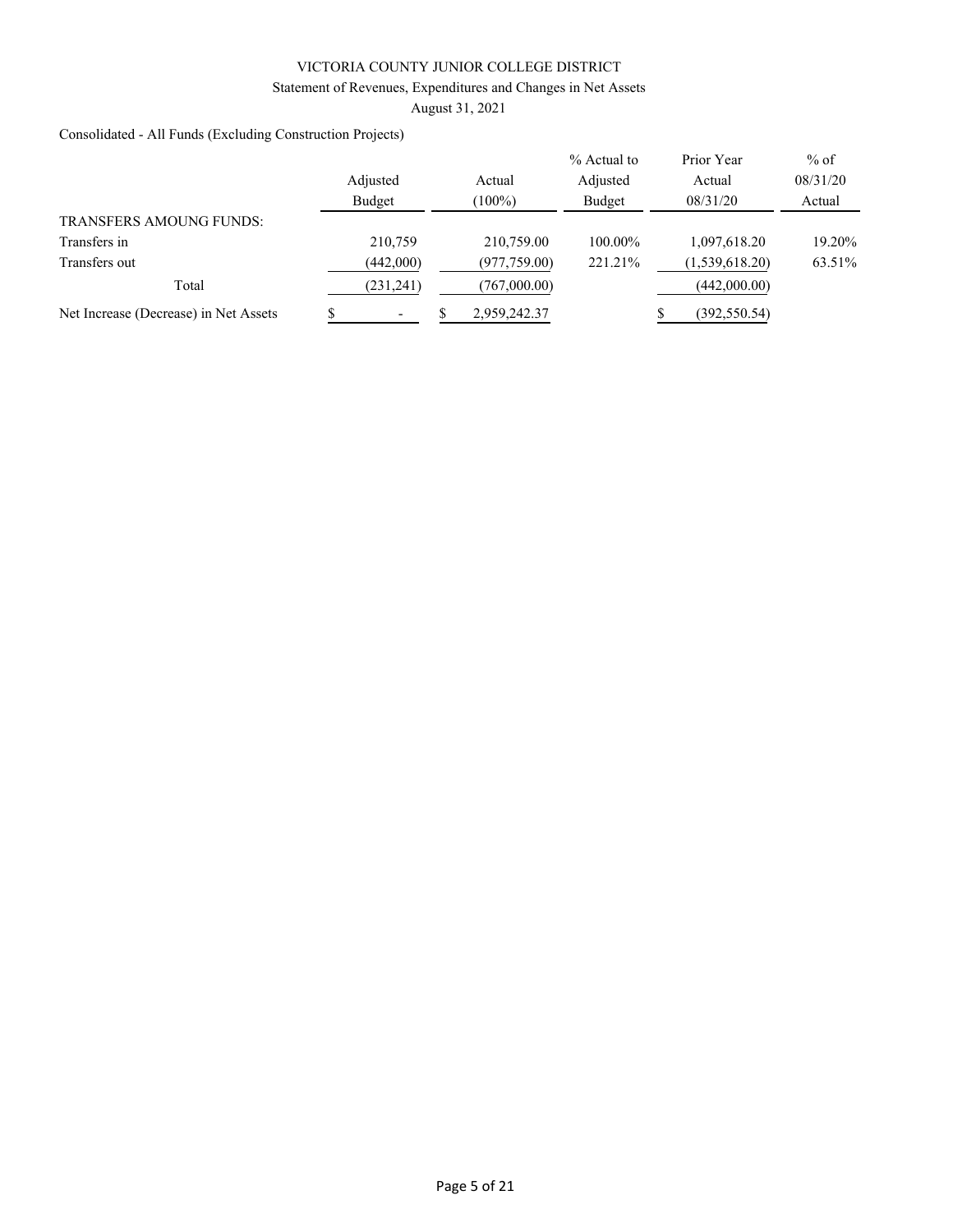VICTORIA COUNTY JUNIOR COLLEGE DISTRICT

Statement of Revenues, Expenditures and Changes in Net Assets

August 31, 2021

Consolidated - All Funds (Excluding Construction Projects)

| | Adjusted Budget | Actual (100%) | % Actual to Adjusted Budget | Prior Year Actual 08/31/20 | % of 08/31/20 Actual |
|---|---|---|---|---|---|
| TRANSFERS AMOUNG FUNDS: | | | | | |
| Transfers in | 210,759 | 210,759.00 | 100.00% | 1,097,618.20 | 19.20% |
| Transfers out | (442,000) | (977,759.00) | 221.21% | (1,539,618.20) | 63.51% |
| Total | (231,241) | (767,000.00) | | (442,000.00) | |
| Net Increase (Decrease) in Net Assets | $ - | $ 2,959,242.37 | | $ (392,550.54) | |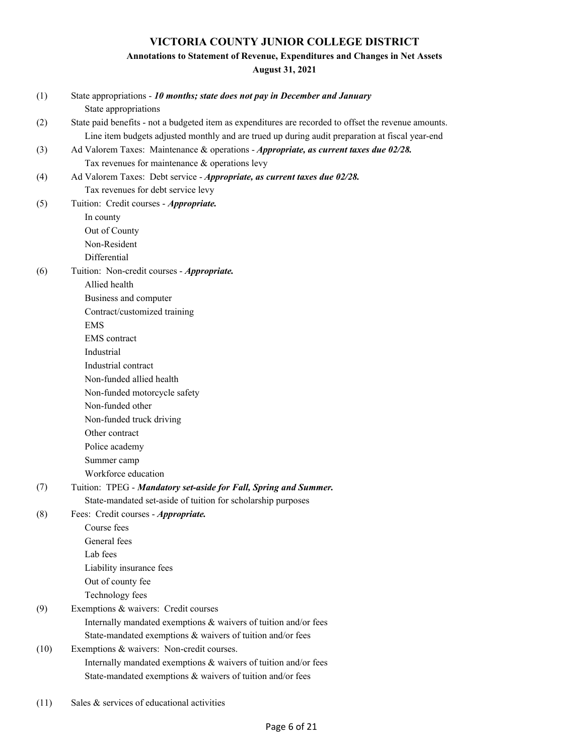# VICTORIA COUNTY JUNIOR COLLEGE DISTRICT

## Annotations to Statement of Revenue, Expenditures and Changes in Net Assets

**August 31, 2021**

(1) State appropriations - ***10 months; state does not pay in December and January***

- State appropriations

(2) State paid benefits - not a budgeted item as expenditures are recorded to offset the revenue amounts.

- Line item budgets adjusted monthly and are trued up during audit preparation at fiscal year-end

(3) Ad Valorem Taxes: Maintenance & operations - ***Appropriate, as current taxes due 02/28.***

- Tax revenues for maintenance & operations levy

(4) Ad Valorem Taxes: Debt service - ***Appropriate, as current taxes due 02/28.***

- Tax revenues for debt service levy

(5) Tuition: Credit courses - ***Appropriate.***

- In county
- Out of County
- Non-Resident
- Differential

(6) Tuition: Non-credit courses - ***Appropriate.***

- Allied health
- Business and computer
- Contract/customized training
- EMS
- EMS contract
- Industrial
- Industrial contract
- Non-funded allied health
- Non-funded motorcycle safety
- Non-funded other
- Non-funded truck driving
- Other contract
- Police academy
- Summer camp
- Workforce education

(7) Tuition: TPEG - ***Mandatory set-aside for Fall, Spring and Summer.***

- State-mandated set-aside of tuition for scholarship purposes

(8) Fees: Credit courses - ***Appropriate.***

- Course fees
- General fees
- Lab fees
- Liability insurance fees
- Out of county fee
- Technology fees

(9) Exemptions & waivers: Credit courses

- Internally mandated exemptions & waivers of tuition and/or fees
- State-mandated exemptions & waivers of tuition and/or fees

(10) Exemptions & waivers: Non-credit courses.

- Internally mandated exemptions & waivers of tuition and/or fees
- State-mandated exemptions & waivers of tuition and/or fees

(11) Sales & services of educational activities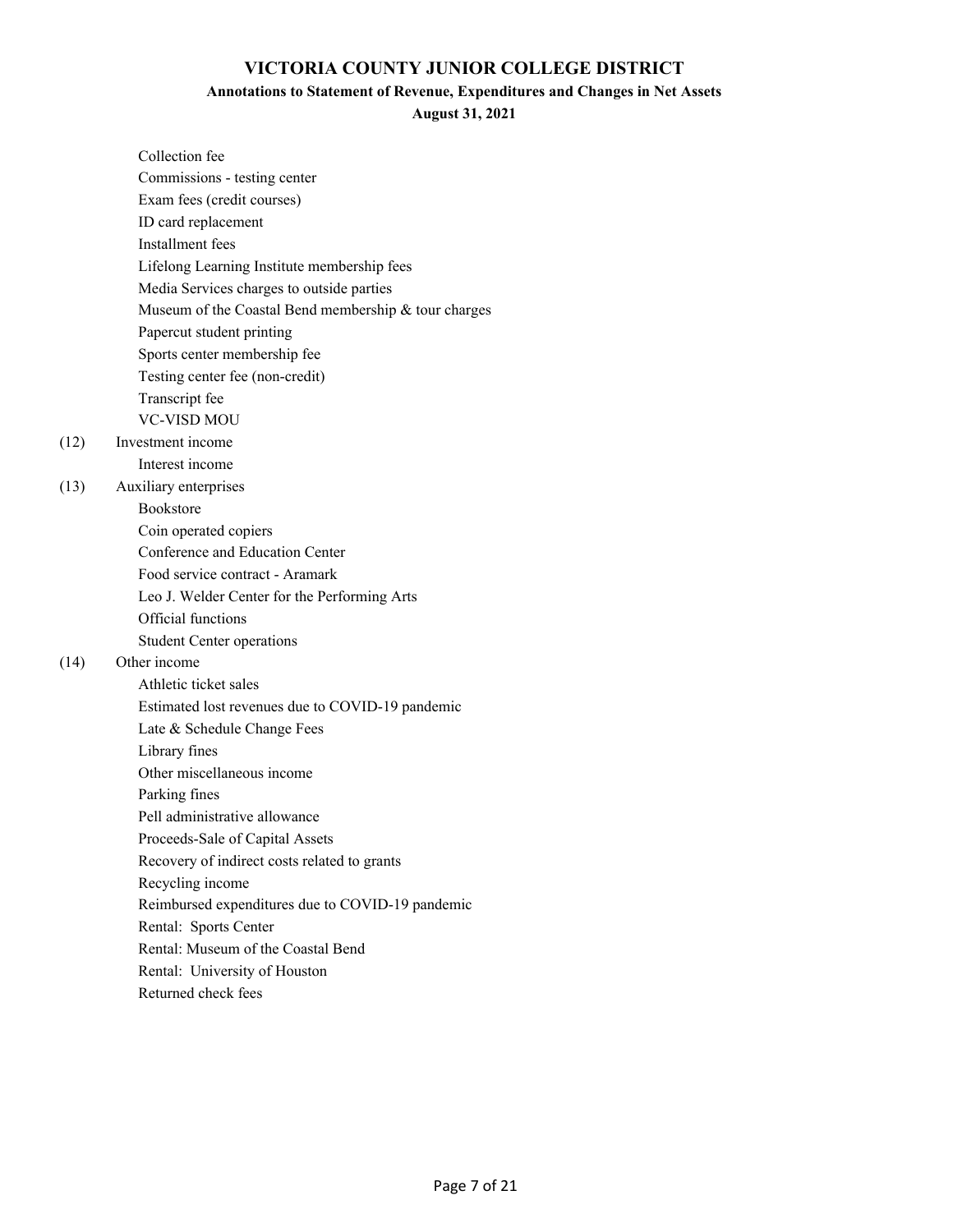# VICTORIA COUNTY JUNIOR COLLEGE DISTRICT

## Annotations to Statement of Revenue, Expenditures and Changes in Net Assets

### August 31, 2021

- Collection fee
- Commissions - testing center
- Exam fees (credit courses)
- ID card replacement
- Installment fees
- Lifelong Learning Institute membership fees
- Media Services charges to outside parties
- Museum of the Coastal Bend membership & tour charges
- Papercut student printing
- Sports center membership fee
- Testing center fee (non-credit)
- Transcript fee
- VC-VISD MOU

(12) Investment income

- Interest income

(13) Auxiliary enterprises

- Bookstore
- Coin operated copiers
- Conference and Education Center
- Food service contract - Aramark
- Leo J. Welder Center for the Performing Arts
- Official functions
- Student Center operations

(14) Other income

- Athletic ticket sales
- Estimated lost revenues due to COVID-19 pandemic
- Late & Schedule Change Fees
- Library fines
- Other miscellaneous income
- Parking fines
- Pell administrative allowance
- Proceeds-Sale of Capital Assets
- Recovery of indirect costs related to grants
- Recycling income
- Reimbursed expenditures due to COVID-19 pandemic
- Rental: Sports Center
- Rental: Museum of the Coastal Bend
- Rental: University of Houston
- Returned check fees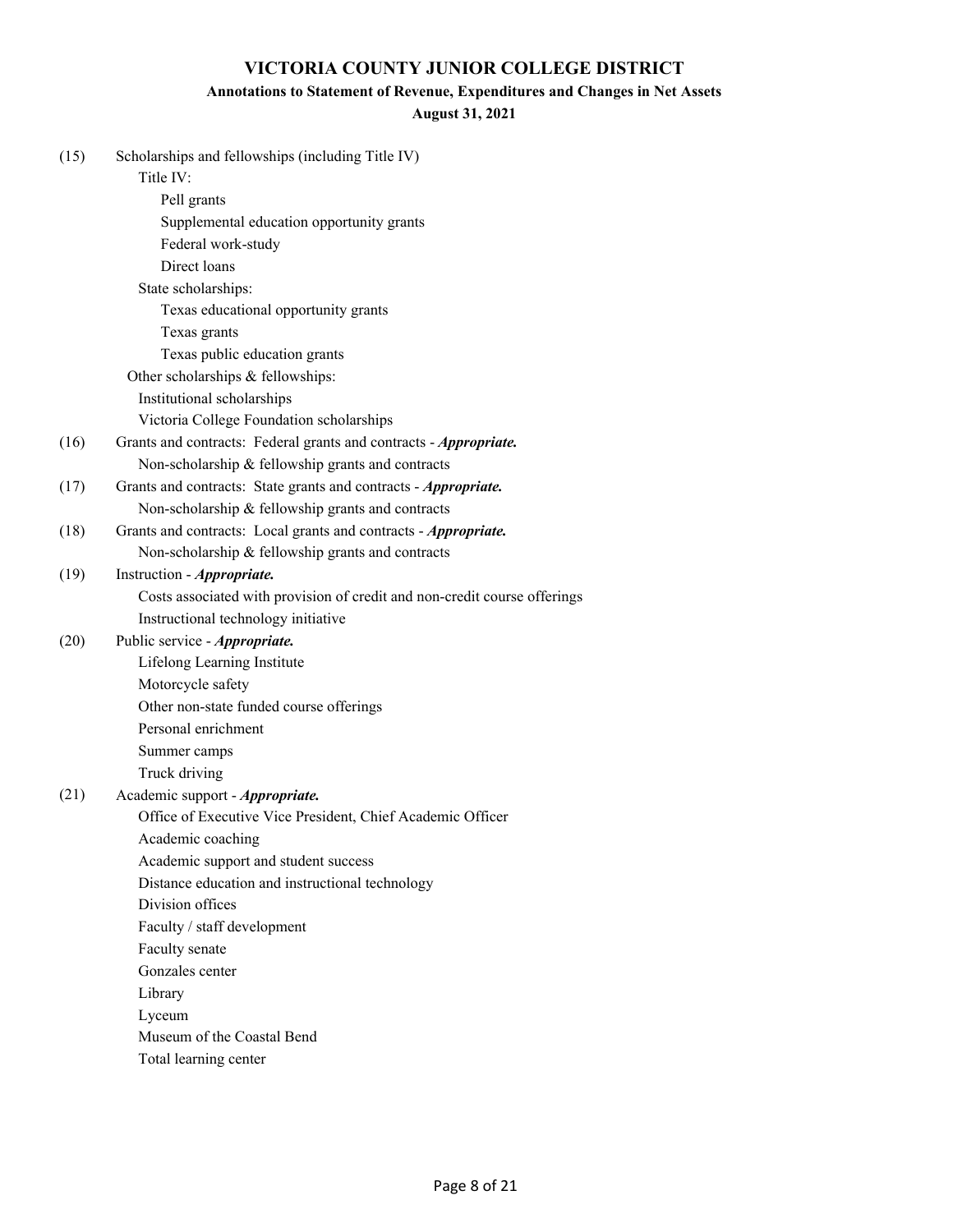# VICTORIA COUNTY JUNIOR COLLEGE DISTRICT

## Annotations to Statement of Revenue, Expenditures and Changes in Net Assets

### August 31, 2021

(15) Scholarships and fellowships (including Title IV)

- Title IV:
  - Pell grants
  - Supplemental education opportunity grants
  - Federal work-study
  - Direct loans
- State scholarships:
  - Texas educational opportunity grants
  - Texas grants
  - Texas public education grants
- Other scholarships & fellowships:
  - Institutional scholarships
  - Victoria College Foundation scholarships

(16) Grants and contracts: Federal grants and contracts - ***Appropriate.***

- Non-scholarship & fellowship grants and contracts

(17) Grants and contracts: State grants and contracts - ***Appropriate.***

- Non-scholarship & fellowship grants and contracts

(18) Grants and contracts: Local grants and contracts - ***Appropriate.***

- Non-scholarship & fellowship grants and contracts

(19) Instruction - ***Appropriate.***

- Costs associated with provision of credit and non-credit course offerings
- Instructional technology initiative

(20) Public service - ***Appropriate.***

- Lifelong Learning Institute
- Motorcycle safety
- Other non-state funded course offerings
- Personal enrichment
- Summer camps
- Truck driving

(21) Academic support - ***Appropriate.***

- Office of Executive Vice President, Chief Academic Officer
- Academic coaching
- Academic support and student success
- Distance education and instructional technology
- Division offices
- Faculty / staff development
- Faculty senate
- Gonzales center
- Library
- Lyceum
- Museum of the Coastal Bend
- Total learning center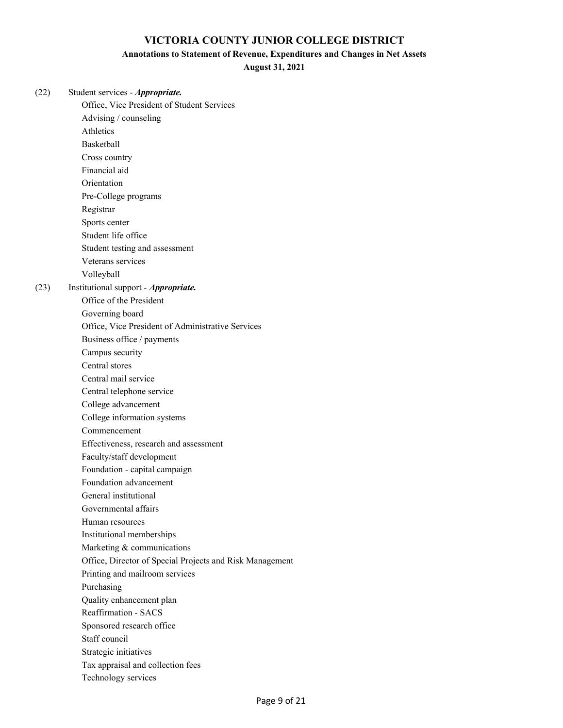# VICTORIA COUNTY JUNIOR COLLEGE DISTRICT

## Annotations to Statement of Revenue, Expenditures and Changes in Net Assets

### August 31, 2021

(22) Student services - ***Appropriate.***

- Office, Vice President of Student Services
- Advising / counseling
- Athletics
- Basketball
- Cross country
- Financial aid
- Orientation
- Pre-College programs
- Registrar
- Sports center
- Student life office
- Student testing and assessment
- Veterans services
- Volleyball

(23) Institutional support - ***Appropriate.***

- Office of the President
- Governing board
- Office, Vice President of Administrative Services
- Business office / payments
- Campus security
- Central stores
- Central mail service
- Central telephone service
- College advancement
- College information systems
- Commencement
- Effectiveness, research and assessment
- Faculty/staff development
- Foundation - capital campaign
- Foundation advancement
- General institutional
- Governmental affairs
- Human resources
- Institutional memberships
- Marketing & communications
- Office, Director of Special Projects and Risk Management
- Printing and mailroom services
- Purchasing
- Quality enhancement plan
- Reaffirmation - SACS
- Sponsored research office
- Staff council
- Strategic initiatives
- Tax appraisal and collection fees
- Technology services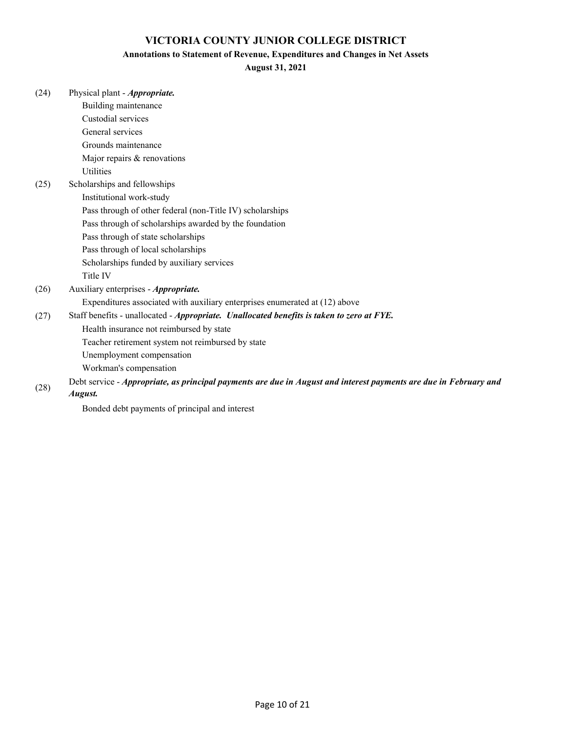# VICTORIA COUNTY JUNIOR COLLEGE DISTRICT

## Annotations to Statement of Revenue, Expenditures and Changes in Net Assets

### August 31, 2021

(24) Physical plant - ***Appropriate.***

- Building maintenance
- Custodial services
- General services
- Grounds maintenance
- Major repairs & renovations
- Utilities

(25) Scholarships and fellowships

- Institutional work-study
- Pass through of other federal (non-Title IV) scholarships
- Pass through of scholarships awarded by the foundation
- Pass through of state scholarships
- Pass through of local scholarships
- Scholarships funded by auxiliary services
- Title IV

(26) Auxiliary enterprises - ***Appropriate.***

- Expenditures associated with auxiliary enterprises enumerated at (12) above

(27) Staff benefits - unallocated - ***Appropriate. Unallocated benefits is taken to zero at FYE.***

- Health insurance not reimbursed by state
- Teacher retirement system not reimbursed by state
- Unemployment compensation
- Workman's compensation

(28) Debt service - ***Appropriate, as principal payments are due in August and interest payments are due in February and August.***

- Bonded debt payments of principal and interest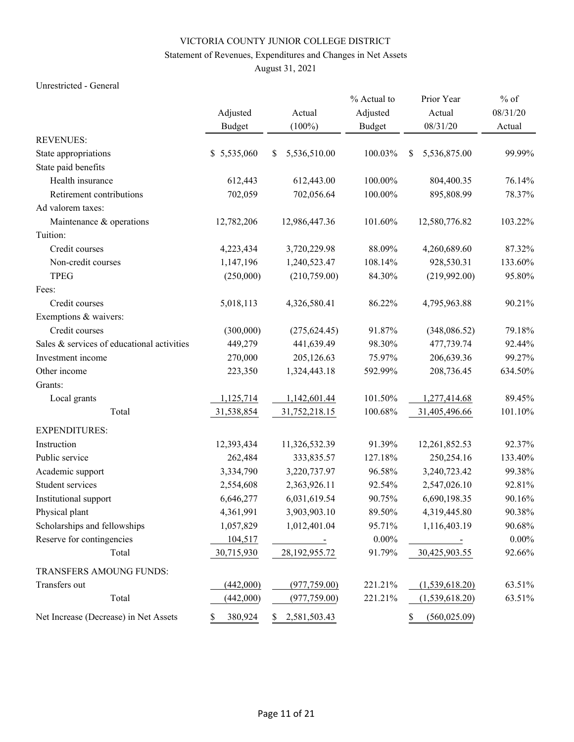VICTORIA COUNTY JUNIOR COLLEGE DISTRICT

Statement of Revenues, Expenditures and Changes in Net Assets

August 31, 2021

Unrestricted - General

| | Adjusted Budget | Actual (100%) | % Actual to Adjusted Budget | Prior Year Actual 08/31/20 | % of 08/31/20 Actual |
|---|---|---|---|---|---|
| REVENUES: | | | | | |
| State appropriations | $ 5,535,060 | $ 5,536,510.00 | 100.03% | $ 5,536,875.00 | 99.99% |
| State paid benefits | | | | | |
| Health insurance | 612,443 | 612,443.00 | 100.00% | 804,400.35 | 76.14% |
| Retirement contributions | 702,059 | 702,056.64 | 100.00% | 895,808.99 | 78.37% |
| Ad valorem taxes: | | | | | |
| Maintenance & operations | 12,782,206 | 12,986,447.36 | 101.60% | 12,580,776.82 | 103.22% |
| Tuition: | | | | | |
| Credit courses | 4,223,434 | 3,720,229.98 | 88.09% | 4,260,689.60 | 87.32% |
| Non-credit courses | 1,147,196 | 1,240,523.47 | 108.14% | 928,530.31 | 133.60% |
| TPEG | (250,000) | (210,759.00) | 84.30% | (219,992.00) | 95.80% |
| Fees: | | | | | |
| Credit courses | 5,018,113 | 4,326,580.41 | 86.22% | 4,795,963.88 | 90.21% |
| Exemptions & waivers: | | | | | |
| Credit courses | (300,000) | (275,624.45) | 91.87% | (348,086.52) | 79.18% |
| Sales & services of educational activities | 449,279 | 441,639.49 | 98.30% | 477,739.74 | 92.44% |
| Investment income | 270,000 | 205,126.63 | 75.97% | 206,639.36 | 99.27% |
| Other income | 223,350 | 1,324,443.18 | 592.99% | 208,736.45 | 634.50% |
| Grants: | | | | | |
| Local grants | 1,125,714 | 1,142,601.44 | 101.50% | 1,277,414.68 | 89.45% |
| Total | 31,538,854 | 31,752,218.15 | 100.68% | 31,405,496.66 | 101.10% |
| EXPENDITURES: | | | | | |
| Instruction | 12,393,434 | 11,326,532.39 | 91.39% | 12,261,852.53 | 92.37% |
| Public service | 262,484 | 333,835.57 | 127.18% | 250,254.16 | 133.40% |
| Academic support | 3,334,790 | 3,220,737.97 | 96.58% | 3,240,723.42 | 99.38% |
| Student services | 2,554,608 | 2,363,926.11 | 92.54% | 2,547,026.10 | 92.81% |
| Institutional support | 6,646,277 | 6,031,619.54 | 90.75% | 6,690,198.35 | 90.16% |
| Physical plant | 4,361,991 | 3,903,903.10 | 89.50% | 4,319,445.80 | 90.38% |
| Scholarships and fellowships | 1,057,829 | 1,012,401.04 | 95.71% | 1,116,403.19 | 90.68% |
| Reserve for contingencies | 104,517 | - | 0.00% | - | 0.00% |
| Total | 30,715,930 | 28,192,955.72 | 91.79% | 30,425,903.55 | 92.66% |
| TRANSFERS AMOUNG FUNDS: | | | | | |
| Transfers out | (442,000) | (977,759.00) | 221.21% | (1,539,618.20) | 63.51% |
| Total | (442,000) | (977,759.00) | 221.21% | (1,539,618.20) | 63.51% |
| Net Increase (Decrease) in Net Assets | $ 380,924 | $ 2,581,503.43 | | $ (560,025.09) | |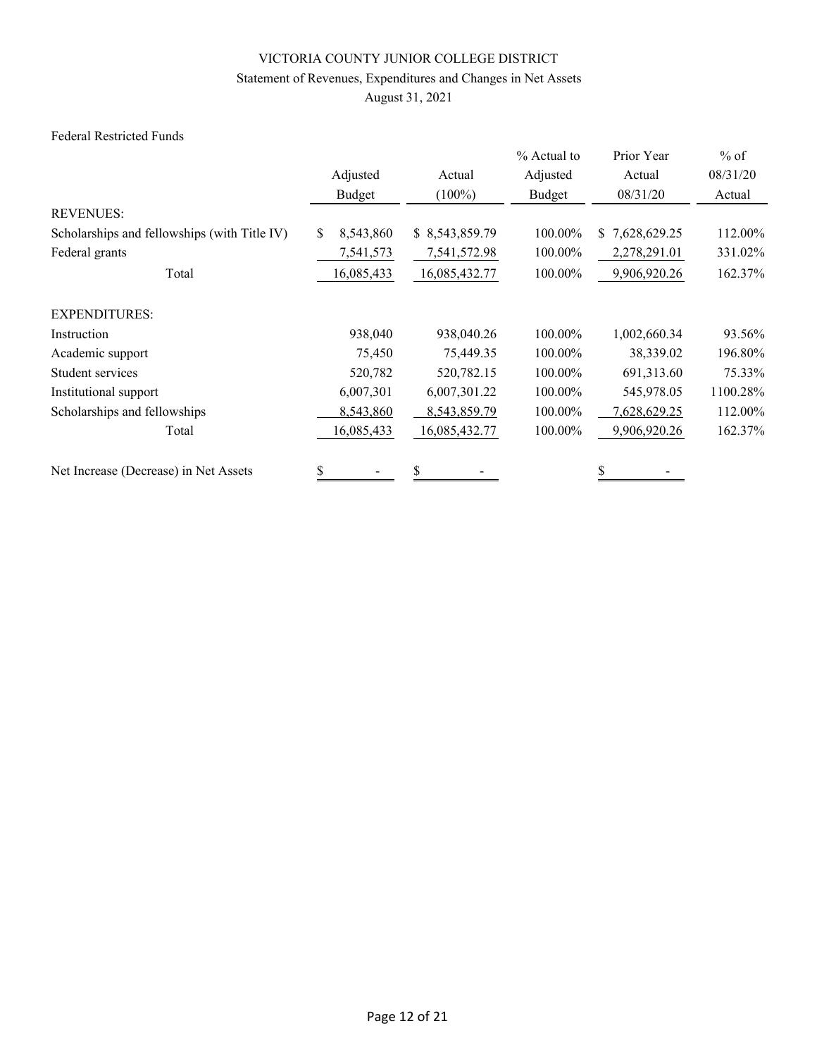VICTORIA COUNTY JUNIOR COLLEGE DISTRICT

Statement of Revenues, Expenditures and Changes in Net Assets

August 31, 2021

Federal Restricted Funds

| | Adjusted Budget | Actual (100%) | % Actual to Adjusted Budget | Prior Year Actual 08/31/20 | % of 08/31/20 Actual |
|---|---|---|---|---|---|
| REVENUES: | | | | | |
| Scholarships and fellowships (with Title IV) | $ 8,543,860 | $ 8,543,859.79 | 100.00% | $ 7,628,629.25 | 112.00% |
| Federal grants | 7,541,573 | 7,541,572.98 | 100.00% | 2,278,291.01 | 331.02% |
| Total | 16,085,433 | 16,085,432.77 | 100.00% | 9,906,920.26 | 162.37% |
| EXPENDITURES: | | | | | |
| Instruction | 938,040 | 938,040.26 | 100.00% | 1,002,660.34 | 93.56% |
| Academic support | 75,450 | 75,449.35 | 100.00% | 38,339.02 | 196.80% |
| Student services | 520,782 | 520,782.15 | 100.00% | 691,313.60 | 75.33% |
| Institutional support | 6,007,301 | 6,007,301.22 | 100.00% | 545,978.05 | 1100.28% |
| Scholarships and fellowships | 8,543,860 | 8,543,859.79 | 100.00% | 7,628,629.25 | 112.00% |
| Total | 16,085,433 | 16,085,432.77 | 100.00% | 9,906,920.26 | 162.37% |
| Net Increase (Decrease) in Net Assets | $ - | $ - | | $ - | |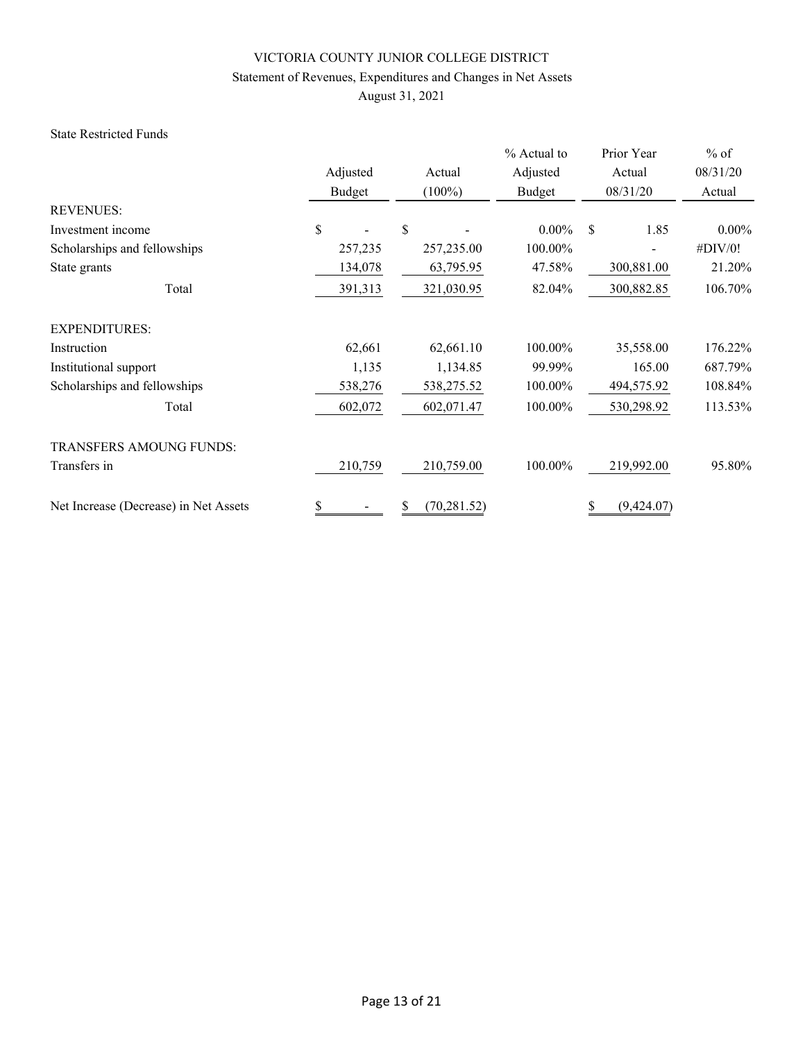VICTORIA COUNTY JUNIOR COLLEGE DISTRICT

Statement of Revenues, Expenditures and Changes in Net Assets

August 31, 2021

State Restricted Funds

| | Adjusted Budget | Actual (100%) | % Actual to Adjusted Budget | Prior Year Actual 08/31/20 | % of 08/31/20 Actual |
|---|---|---|---|---|---|
| REVENUES: | | | | | |
| Investment income | $ - | $ - | 0.00% | $ 1.85 | 0.00% |
| Scholarships and fellowships | 257,235 | 257,235.00 | 100.00% | - | #DIV/0! |
| State grants | 134,078 | 63,795.95 | 47.58% | 300,881.00 | 21.20% |
| Total | 391,313 | 321,030.95 | 82.04% | 300,882.85 | 106.70% |
| EXPENDITURES: | | | | | |
| Instruction | 62,661 | 62,661.10 | 100.00% | 35,558.00 | 176.22% |
| Institutional support | 1,135 | 1,134.85 | 99.99% | 165.00 | 687.79% |
| Scholarships and fellowships | 538,276 | 538,275.52 | 100.00% | 494,575.92 | 108.84% |
| Total | 602,072 | 602,071.47 | 100.00% | 530,298.92 | 113.53% |
| TRANSFERS AMOUNG FUNDS: | | | | | |
| Transfers in | 210,759 | 210,759.00 | 100.00% | 219,992.00 | 95.80% |
| Net Increase (Decrease) in Net Assets | $ - | $ (70,281.52) | | $ (9,424.07) | |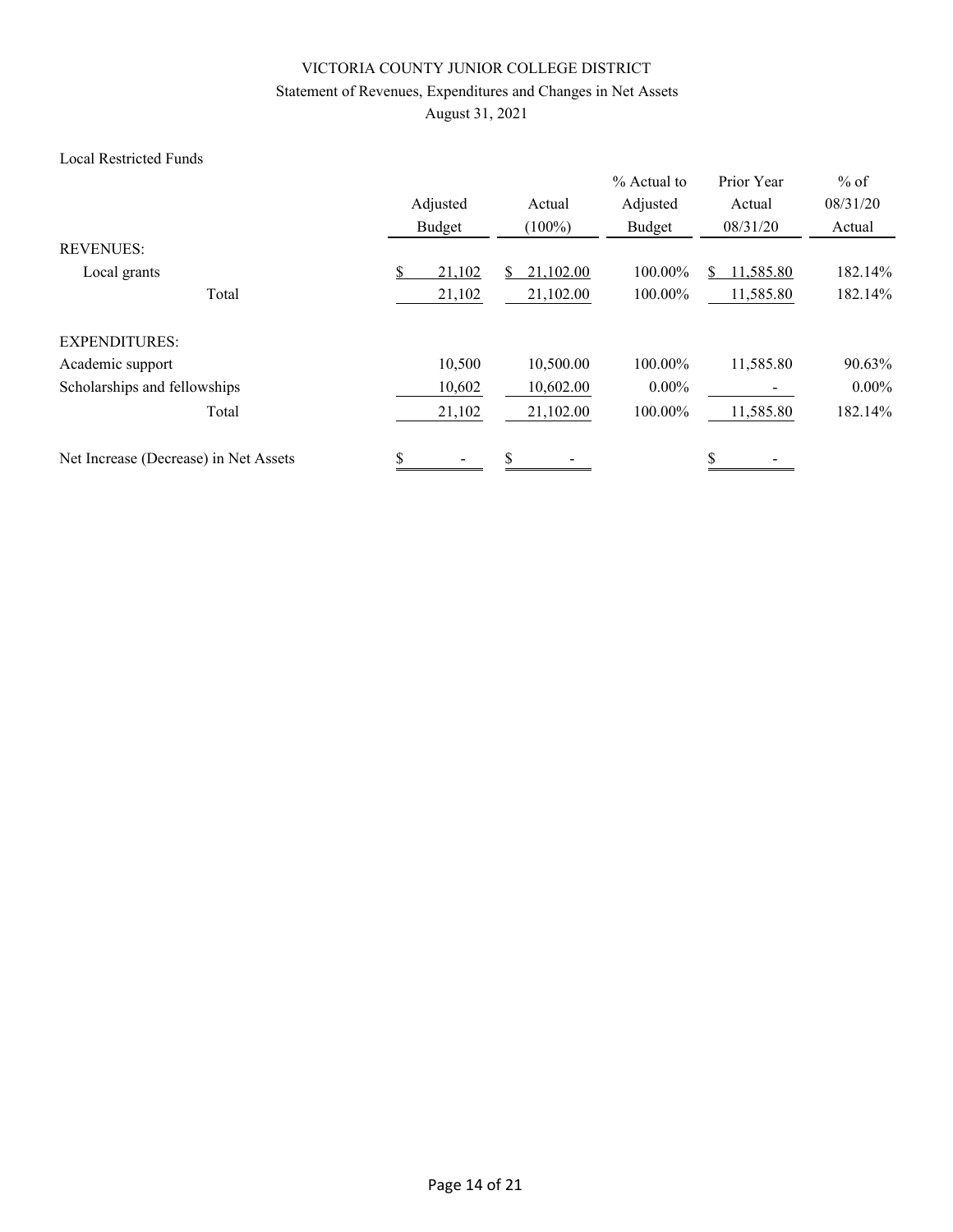VICTORIA COUNTY JUNIOR COLLEGE DISTRICT

Statement of Revenues, Expenditures and Changes in Net Assets

August 31, 2021

Local Restricted Funds

| | Adjusted Budget | Actual (100%) | % Actual to Adjusted Budget | Prior Year Actual 08/31/20 | % of 08/31/20 Actual |
|---|---|---|---|---|---|
| REVENUES: | | | | | |
| Local grants | $ 21,102 | $ 21,102.00 | 100.00% | $ 11,585.80 | 182.14% |
| Total | 21,102 | 21,102.00 | 100.00% | 11,585.80 | 182.14% |
| EXPENDITURES: | | | | | |
| Academic support | 10,500 | 10,500.00 | 100.00% | 11,585.80 | 90.63% |
| Scholarships and fellowships | 10,602 | 10,602.00 | 0.00% | - | 0.00% |
| Total | 21,102 | 21,102.00 | 100.00% | 11,585.80 | 182.14% |
| Net Increase (Decrease) in Net Assets | $ - | $ - | | $ - | |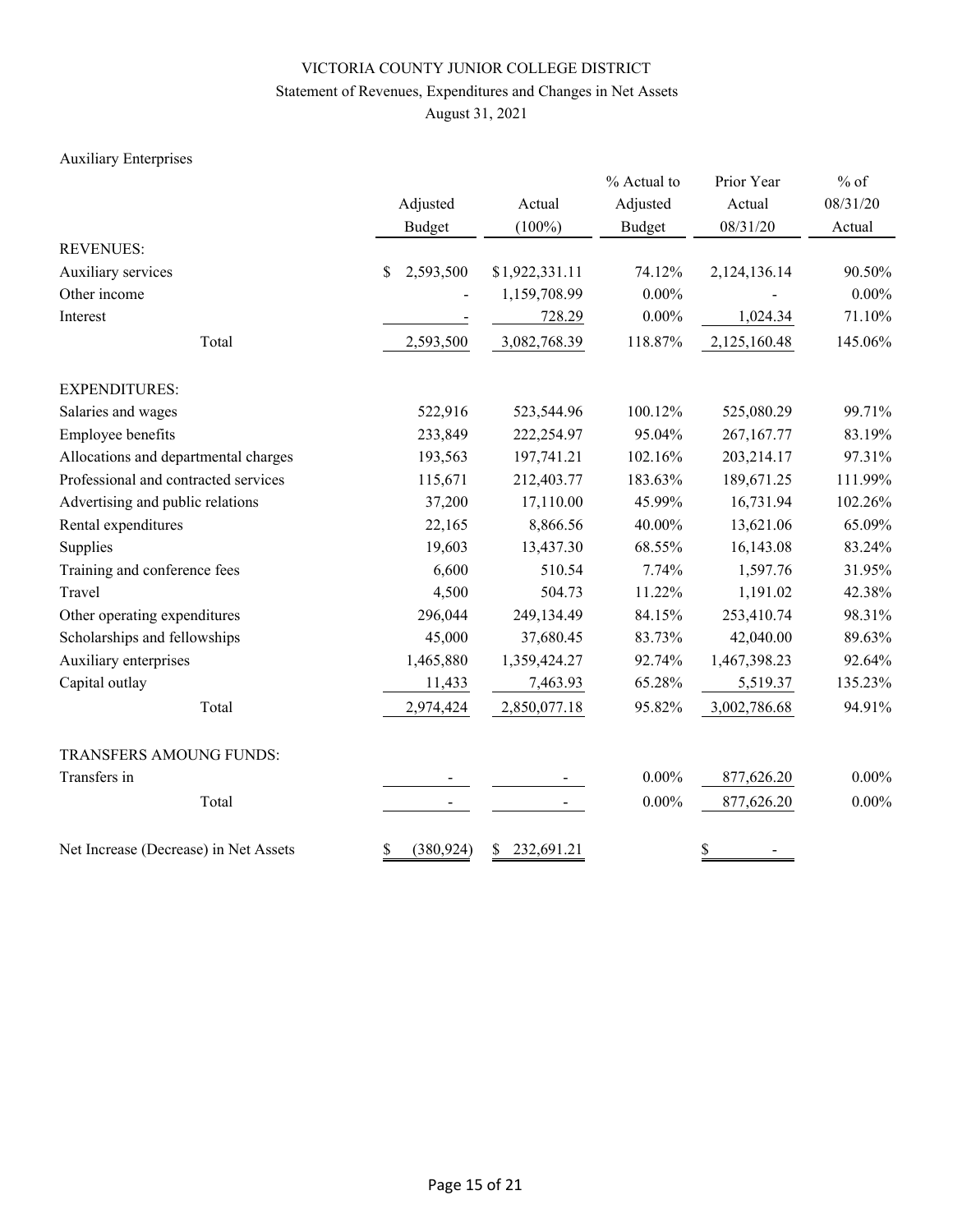VICTORIA COUNTY JUNIOR COLLEGE DISTRICT

Statement of Revenues, Expenditures and Changes in Net Assets

August 31, 2021

Auxiliary Enterprises

| | Adjusted Budget | Actual (100%) | % Actual to Adjusted Budget | Prior Year Actual 08/31/20 | % of 08/31/20 Actual |
|---|---|---|---|---|---|
| REVENUES: | | | | | |
| Auxiliary services | $ 2,593,500 | $1,922,331.11 | 74.12% | 2,124,136.14 | 90.50% |
| Other income | - | 1,159,708.99 | 0.00% | - | 0.00% |
| Interest | - | 728.29 | 0.00% | 1,024.34 | 71.10% |
| Total | 2,593,500 | 3,082,768.39 | 118.87% | 2,125,160.48 | 145.06% |
| EXPENDITURES: | | | | | |
| Salaries and wages | 522,916 | 523,544.96 | 100.12% | 525,080.29 | 99.71% |
| Employee benefits | 233,849 | 222,254.97 | 95.04% | 267,167.77 | 83.19% |
| Allocations and departmental charges | 193,563 | 197,741.21 | 102.16% | 203,214.17 | 97.31% |
| Professional and contracted services | 115,671 | 212,403.77 | 183.63% | 189,671.25 | 111.99% |
| Advertising and public relations | 37,200 | 17,110.00 | 45.99% | 16,731.94 | 102.26% |
| Rental expenditures | 22,165 | 8,866.56 | 40.00% | 13,621.06 | 65.09% |
| Supplies | 19,603 | 13,437.30 | 68.55% | 16,143.08 | 83.24% |
| Training and conference fees | 6,600 | 510.54 | 7.74% | 1,597.76 | 31.95% |
| Travel | 4,500 | 504.73 | 11.22% | 1,191.02 | 42.38% |
| Other operating expenditures | 296,044 | 249,134.49 | 84.15% | 253,410.74 | 98.31% |
| Scholarships and fellowships | 45,000 | 37,680.45 | 83.73% | 42,040.00 | 89.63% |
| Auxiliary enterprises | 1,465,880 | 1,359,424.27 | 92.74% | 1,467,398.23 | 92.64% |
| Capital outlay | 11,433 | 7,463.93 | 65.28% | 5,519.37 | 135.23% |
| Total | 2,974,424 | 2,850,077.18 | 95.82% | 3,002,786.68 | 94.91% |
| TRANSFERS AMOUNG FUNDS: | | | | | |
| Transfers in | - | - | 0.00% | 877,626.20 | 0.00% |
| Total | - | - | 0.00% | 877,626.20 | 0.00% |
| Net Increase (Decrease) in Net Assets | $ (380,924) | $ 232,691.21 | | $ - | |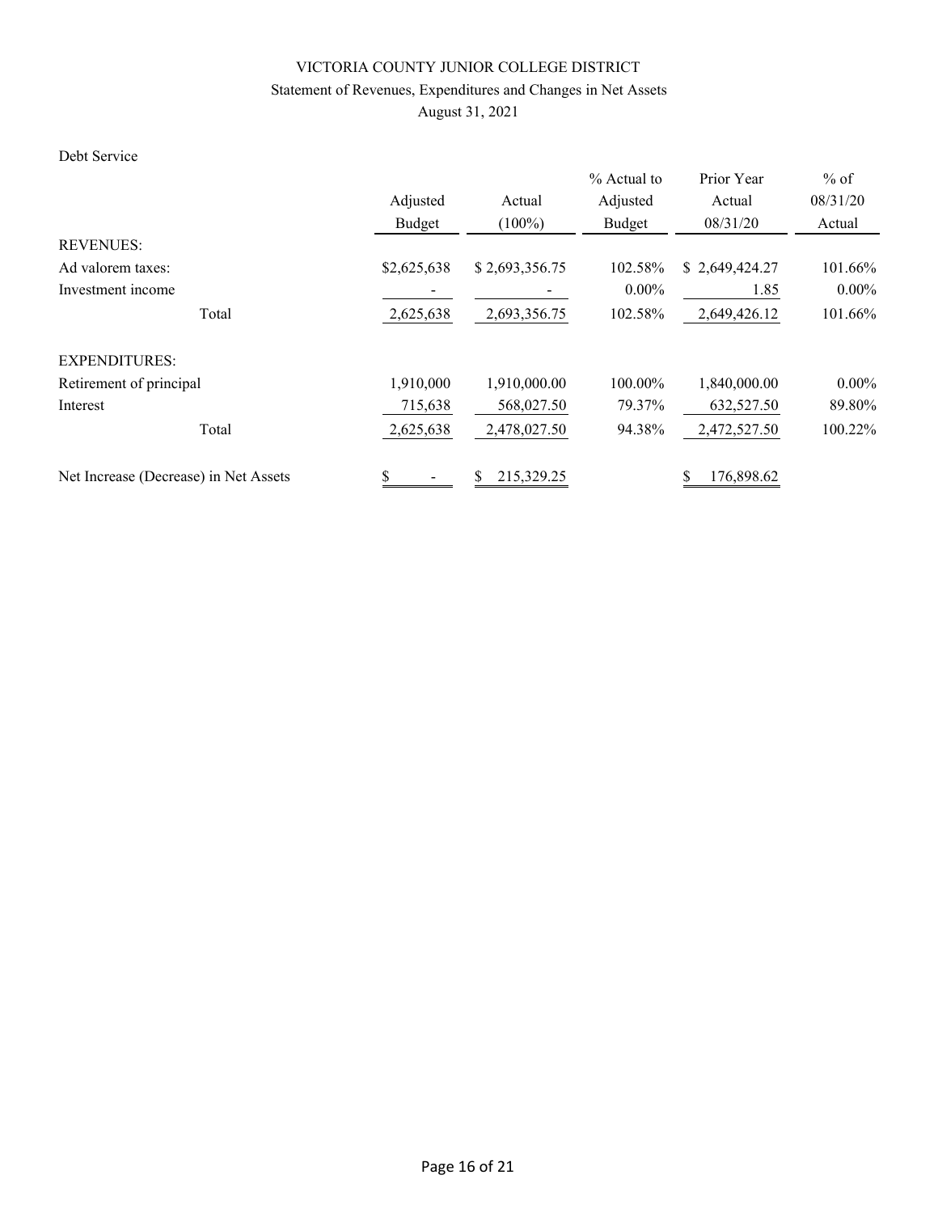VICTORIA COUNTY JUNIOR COLLEGE DISTRICT

Statement of Revenues, Expenditures and Changes in Net Assets

August 31, 2021

Debt Service

| | Adjusted Budget | Actual (100%) | % Actual to Adjusted Budget | Prior Year Actual 08/31/20 | % of 08/31/20 Actual |
|---|---|---|---|---|---|
| REVENUES: | | | | | |
| Ad valorem taxes: | $2,625,638 | $ 2,693,356.75 | 102.58% | $ 2,649,424.27 | 101.66% |
| Investment income | - | - | 0.00% | 1.85 | 0.00% |
| Total | 2,625,638 | 2,693,356.75 | 102.58% | 2,649,426.12 | 101.66% |
| EXPENDITURES: | | | | | |
| Retirement of principal | 1,910,000 | 1,910,000.00 | 100.00% | 1,840,000.00 | 0.00% |
| Interest | 715,638 | 568,027.50 | 79.37% | 632,527.50 | 89.80% |
| Total | 2,625,638 | 2,478,027.50 | 94.38% | 2,472,527.50 | 100.22% |
| Net Increase (Decrease) in Net Assets | $ - | $ 215,329.25 | | $ 176,898.62 | |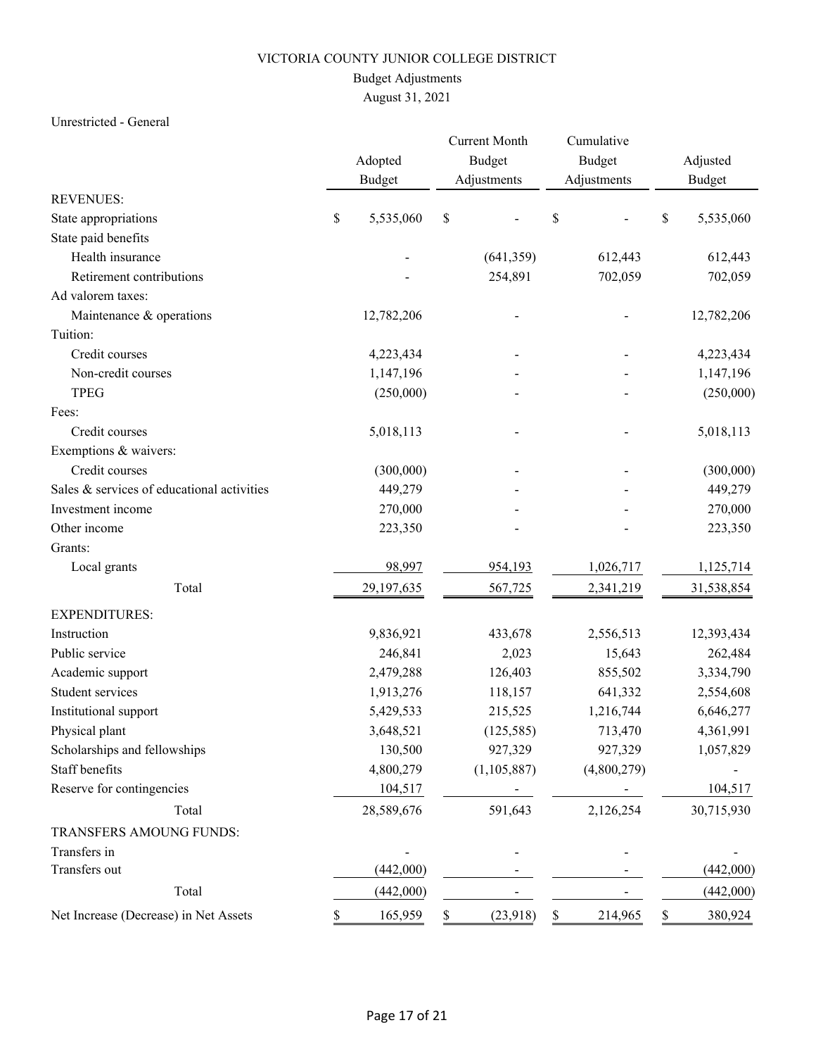# VICTORIA COUNTY JUNIOR COLLEGE DISTRICT

## Budget Adjustments

### August 31, 2021

Unrestricted - General

| | Adopted Budget | Current Month Budget Adjustments | Cumulative Budget Adjustments | Adjusted Budget |
|---|---|---|---|---|
| REVENUES: | | | | |
| State appropriations | $ 5,535,060 | $ - | $ - | $ 5,535,060 |
| State paid benefits | | | | |
| Health insurance | - | (641,359) | 612,443 | 612,443 |
| Retirement contributions | - | 254,891 | 702,059 | 702,059 |
| Ad valorem taxes: | | | | |
| Maintenance & operations | 12,782,206 | - | - | 12,782,206 |
| Tuition: | | | | |
| Credit courses | 4,223,434 | - | - | 4,223,434 |
| Non-credit courses | 1,147,196 | - | - | 1,147,196 |
| TPEG | (250,000) | - | - | (250,000) |
| Fees: | | | | |
| Credit courses | 5,018,113 | - | - | 5,018,113 |
| Exemptions & waivers: | | | | |
| Credit courses | (300,000) | - | - | (300,000) |
| Sales & services of educational activities | 449,279 | - | - | 449,279 |
| Investment income | 270,000 | - | - | 270,000 |
| Other income | 223,350 | - | - | 223,350 |
| Grants: | | | | |
| Local grants | 98,997 | 954,193 | 1,026,717 | 1,125,714 |
| Total | 29,197,635 | 567,725 | 2,341,219 | 31,538,854 |
| EXPENDITURES: | | | | |
| Instruction | 9,836,921 | 433,678 | 2,556,513 | 12,393,434 |
| Public service | 246,841 | 2,023 | 15,643 | 262,484 |
| Academic support | 2,479,288 | 126,403 | 855,502 | 3,334,790 |
| Student services | 1,913,276 | 118,157 | 641,332 | 2,554,608 |
| Institutional support | 5,429,533 | 215,525 | 1,216,744 | 6,646,277 |
| Physical plant | 3,648,521 | (125,585) | 713,470 | 4,361,991 |
| Scholarships and fellowships | 130,500 | 927,329 | 927,329 | 1,057,829 |
| Staff benefits | 4,800,279 | (1,105,887) | (4,800,279) | - |
| Reserve for contingencies | 104,517 | - | - | 104,517 |
| Total | 28,589,676 | 591,643 | 2,126,254 | 30,715,930 |
| TRANSFERS AMOUNG FUNDS: | | | | |
| Transfers in | - | - | - | - |
| Transfers out | (442,000) | - | - | (442,000) |
| Total | (442,000) | - | - | (442,000) |
| Net Increase (Decrease) in Net Assets | $ 165,959 | $ (23,918) | $ 214,965 | $ 380,924 |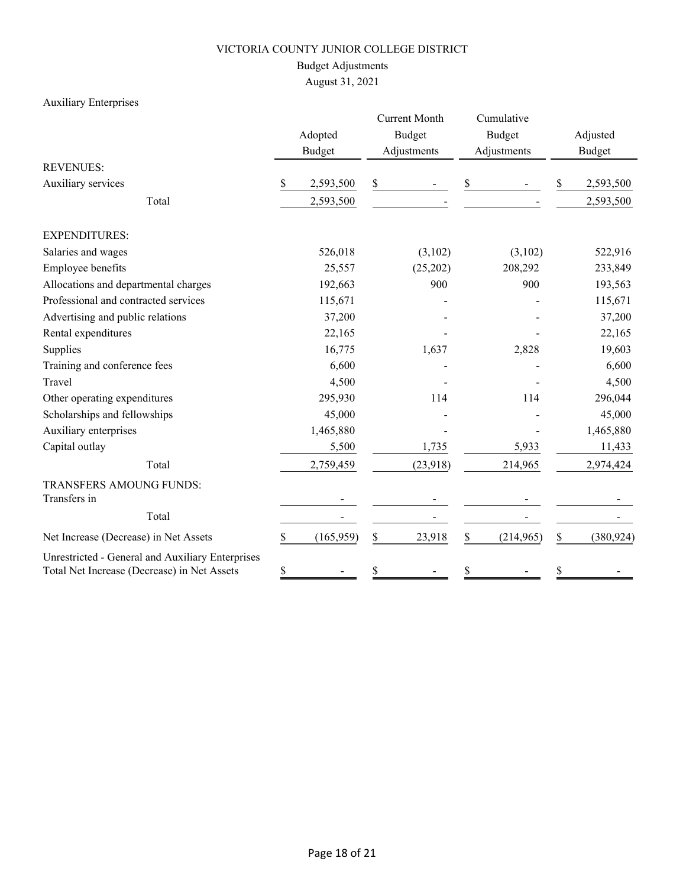VICTORIA COUNTY JUNIOR COLLEGE DISTRICT

Budget Adjustments

August 31, 2021

Auxiliary Enterprises

| | Adopted Budget | Current Month Budget Adjustments | Cumulative Budget Adjustments | Adjusted Budget |
|---|---|---|---|---|
| REVENUES: | | | | |
| Auxiliary services | $ 2,593,500 | $ - | $ - | $ 2,593,500 |
| Total | 2,593,500 | - | - | 2,593,500 |
| EXPENDITURES: | | | | |
| Salaries and wages | 526,018 | (3,102) | (3,102) | 522,916 |
| Employee benefits | 25,557 | (25,202) | 208,292 | 233,849 |
| Allocations and departmental charges | 192,663 | 900 | 900 | 193,563 |
| Professional and contracted services | 115,671 | - | - | 115,671 |
| Advertising and public relations | 37,200 | - | - | 37,200 |
| Rental expenditures | 22,165 | - | - | 22,165 |
| Supplies | 16,775 | 1,637 | 2,828 | 19,603 |
| Training and conference fees | 6,600 | - | - | 6,600 |
| Travel | 4,500 | - | - | 4,500 |
| Other operating expenditures | 295,930 | 114 | 114 | 296,044 |
| Scholarships and fellowships | 45,000 | - | - | 45,000 |
| Auxiliary enterprises | 1,465,880 | - | - | 1,465,880 |
| Capital outlay | 5,500 | 1,735 | 5,933 | 11,433 |
| Total | 2,759,459 | (23,918) | 214,965 | 2,974,424 |
| TRANSFERS AMOUNG FUNDS: | | | | |
| Transfers in | - | - | - | - |
| Total | - | - | - | - |
| Net Increase (Decrease) in Net Assets | $ (165,959) | $ 23,918 | $ (214,965) | $ (380,924) |
| Unrestricted - General and Auxiliary Enterprises Total Net Increase (Decrease) in Net Assets | $ - | $ - | $ - | $ - |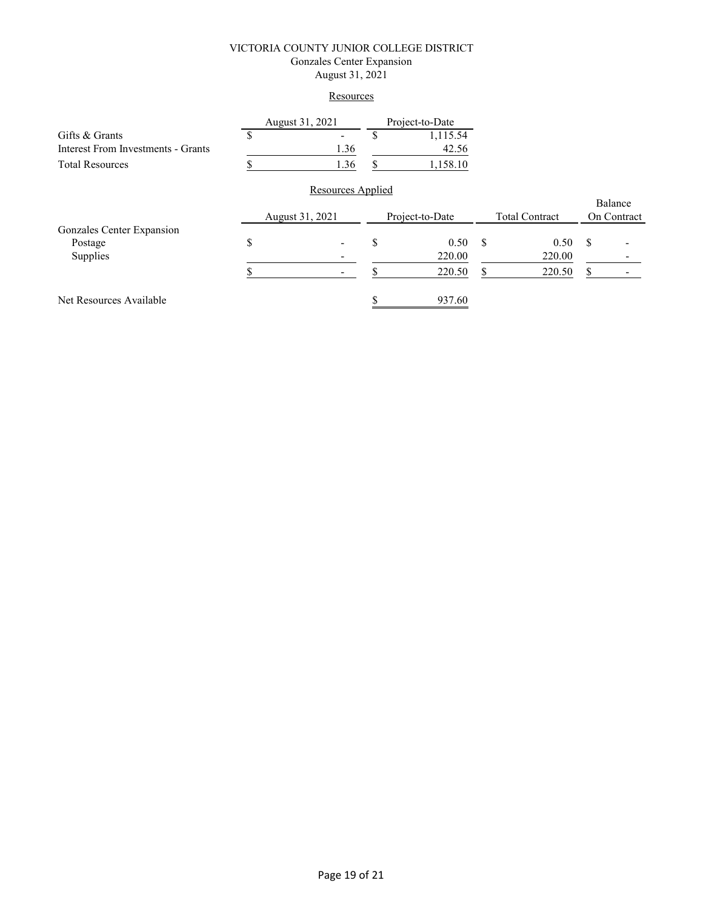VICTORIA COUNTY JUNIOR COLLEGE DISTRICT
Gonzales Center Expansion
August 31, 2021

## Resources

| | August 31, 2021 | Project-to-Date |
|---|---|---|
| Gifts & Grants | $ - | $ 1,115.54 |
| Interest From Investments - Grants | 1.36 | 42.56 |
| Total Resources | $ 1.36 | $ 1,158.10 |

## Resources Applied

| | August 31, 2021 | Project-to-Date | Total Contract | Balance On Contract |
|---|---|---|---|---|
| Gonzales Center Expansion | | | | |
| Postage | $ - | $ 0.50 | $ 0.50 | $ - |
| Supplies | - | 220.00 | 220.00 | - |
| | $ - | $ 220.50 | $ 220.50 | $ - |
| Net Resources Available | | $ 937.60 | | |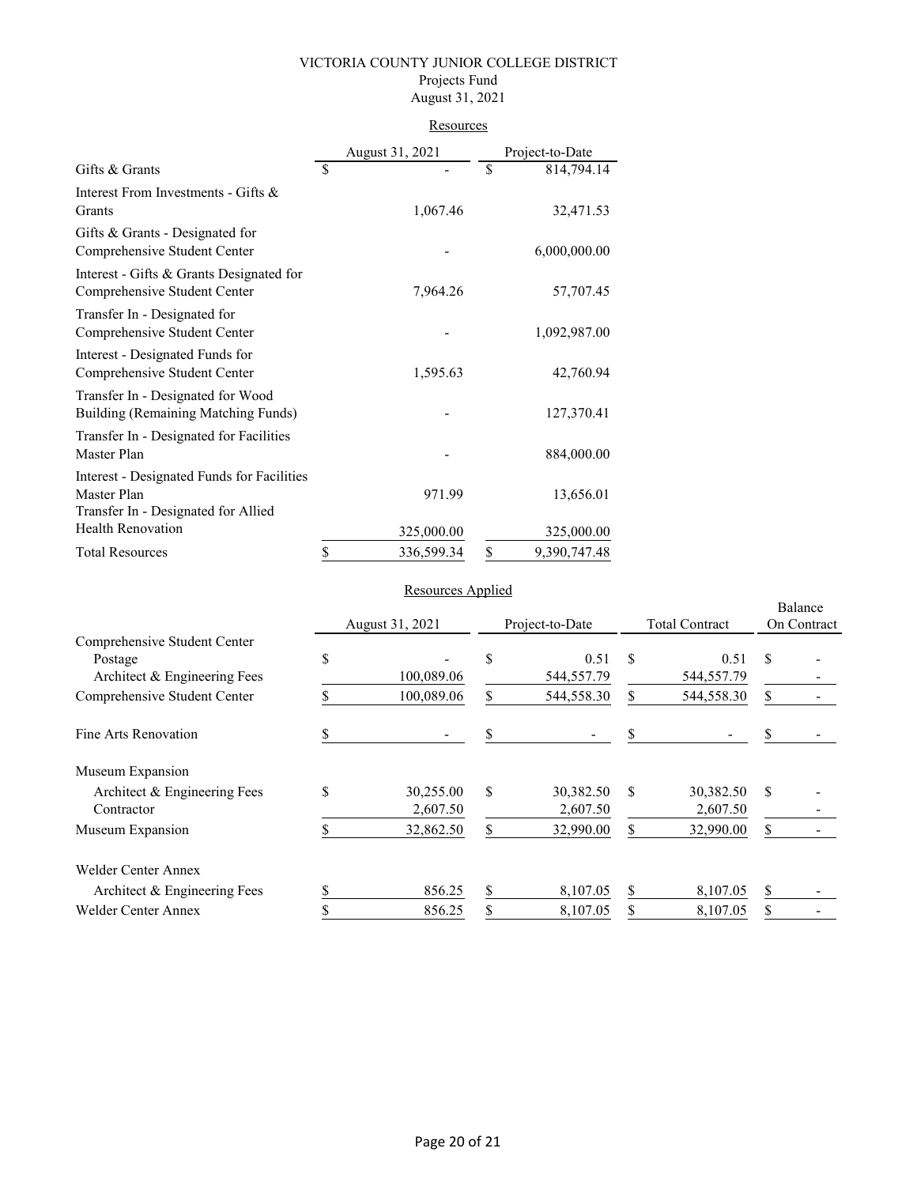VICTORIA COUNTY JUNIOR COLLEGE DISTRICT
Projects Fund
August 31, 2021

## Resources

| | August 31, 2021 | Project-to-Date |
|---|---|---|
| Gifts & Grants | $ - | $ 814,794.14 |
| Interest From Investments - Gifts & Grants | 1,067.46 | 32,471.53 |
| Gifts & Grants - Designated for Comprehensive Student Center | - | 6,000,000.00 |
| Interest - Gifts & Grants Designated for Comprehensive Student Center | 7,964.26 | 57,707.45 |
| Transfer In - Designated for Comprehensive Student Center | - | 1,092,987.00 |
| Interest - Designated Funds for Comprehensive Student Center | 1,595.63 | 42,760.94 |
| Transfer In - Designated for Wood Building (Remaining Matching Funds) | - | 127,370.41 |
| Transfer In - Designated for Facilities Master Plan | - | 884,000.00 |
| Interest - Designated Funds for Facilities Master Plan | 971.99 | 13,656.01 |
| Transfer In - Designated for Allied Health Renovation | 325,000.00 | 325,000.00 |
| Total Resources | $ 336,599.34 | $ 9,390,747.48 |

## Resources Applied

| | August 31, 2021 | Project-to-Date | Total Contract | Balance On Contract |
|---|---|---|---|---|
| Comprehensive Student Center | | | | |
| Postage | $ - | $ 0.51 | $ 0.51 | $ - |
| Architect & Engineering Fees | 100,089.06 | 544,557.79 | 544,557.79 | - |
| Comprehensive Student Center | $ 100,089.06 | $ 544,558.30 | $ 544,558.30 | $ - |
| Fine Arts Renovation | $ - | $ - | $ - | $ - |
| Museum Expansion | | | | |
| Architect & Engineering Fees | $ 30,255.00 | $ 30,382.50 | $ 30,382.50 | $ - |
| Contractor | 2,607.50 | 2,607.50 | 2,607.50 | - |
| Museum Expansion | $ 32,862.50 | $ 32,990.00 | $ 32,990.00 | $ - |
| Welder Center Annex | | | | |
| Architect & Engineering Fees | $ 856.25 | $ 8,107.05 | $ 8,107.05 | $ - |
| Welder Center Annex | $ 856.25 | $ 8,107.05 | $ 8,107.05 | $ - |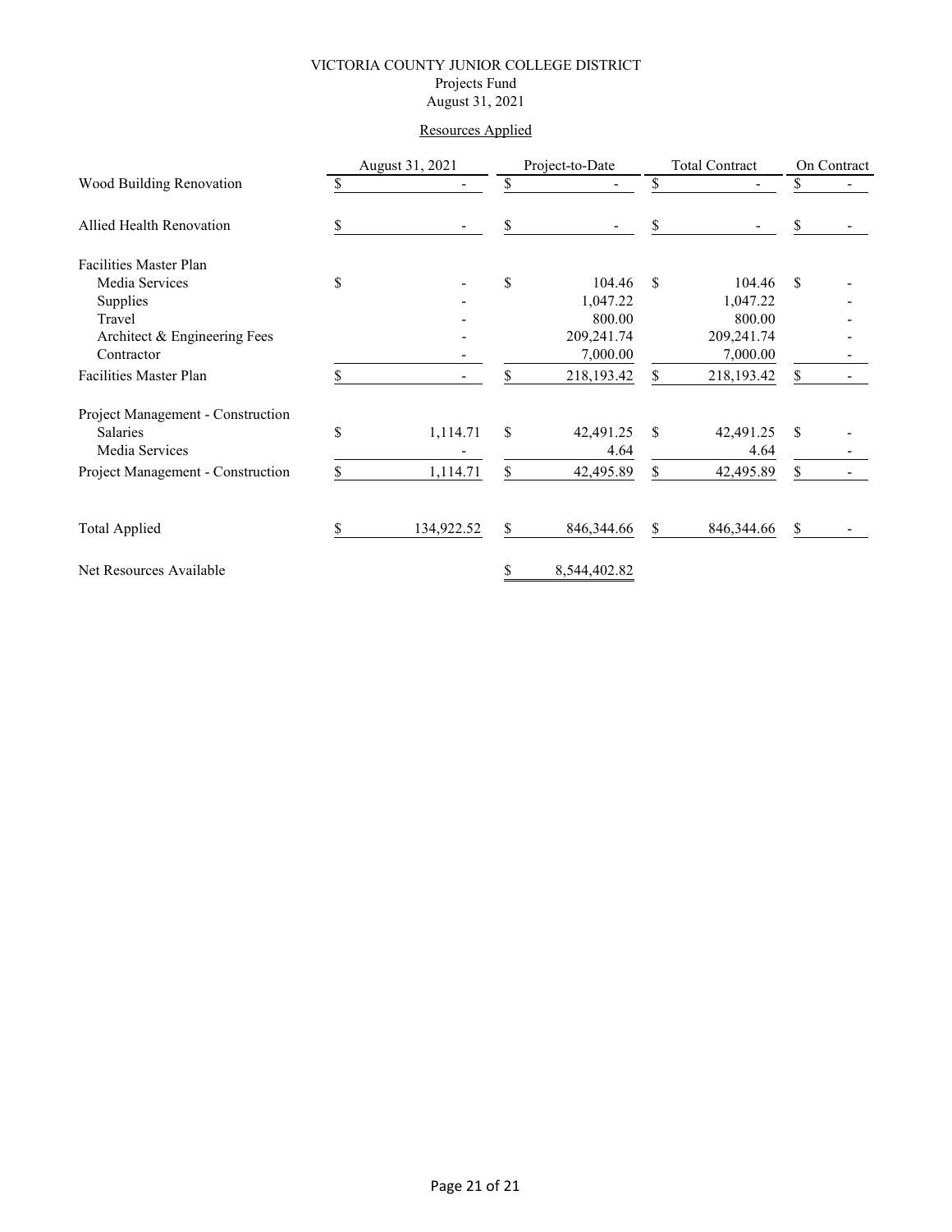VICTORIA COUNTY JUNIOR COLLEGE DISTRICT
Projects Fund
August 31, 2021

Resources Applied

| | August 31, 2021 | Project-to-Date | Total Contract | On Contract |
|---|---|---|---|---|
| Wood Building Renovation | $ - | $ - | $ - | $ - |
| Allied Health Renovation | $ - | $ - | $ - | $ - |
| Facilities Master Plan | | | | |
| Media Services | $ - | $ 104.46 | $ 104.46 | $ - |
| Supplies | - | 1,047.22 | 1,047.22 | - |
| Travel | - | 800.00 | 800.00 | - |
| Architect & Engineering Fees | - | 209,241.74 | 209,241.74 | - |
| Contractor | - | 7,000.00 | 7,000.00 | - |
| Facilities Master Plan | $ - | $ 218,193.42 | $ 218,193.42 | $ - |
| Project Management - Construction | | | | |
| Salaries | $ 1,114.71 | $ 42,491.25 | $ 42,491.25 | $ - |
| Media Services | - | 4.64 | 4.64 | - |
| Project Management - Construction | $ 1,114.71 | $ 42,495.89 | $ 42,495.89 | $ - |
| Total Applied | $ 134,922.52 | $ 846,344.66 | $ 846,344.66 | $ - |
| Net Resources Available | | $ 8,544,402.82 | | |